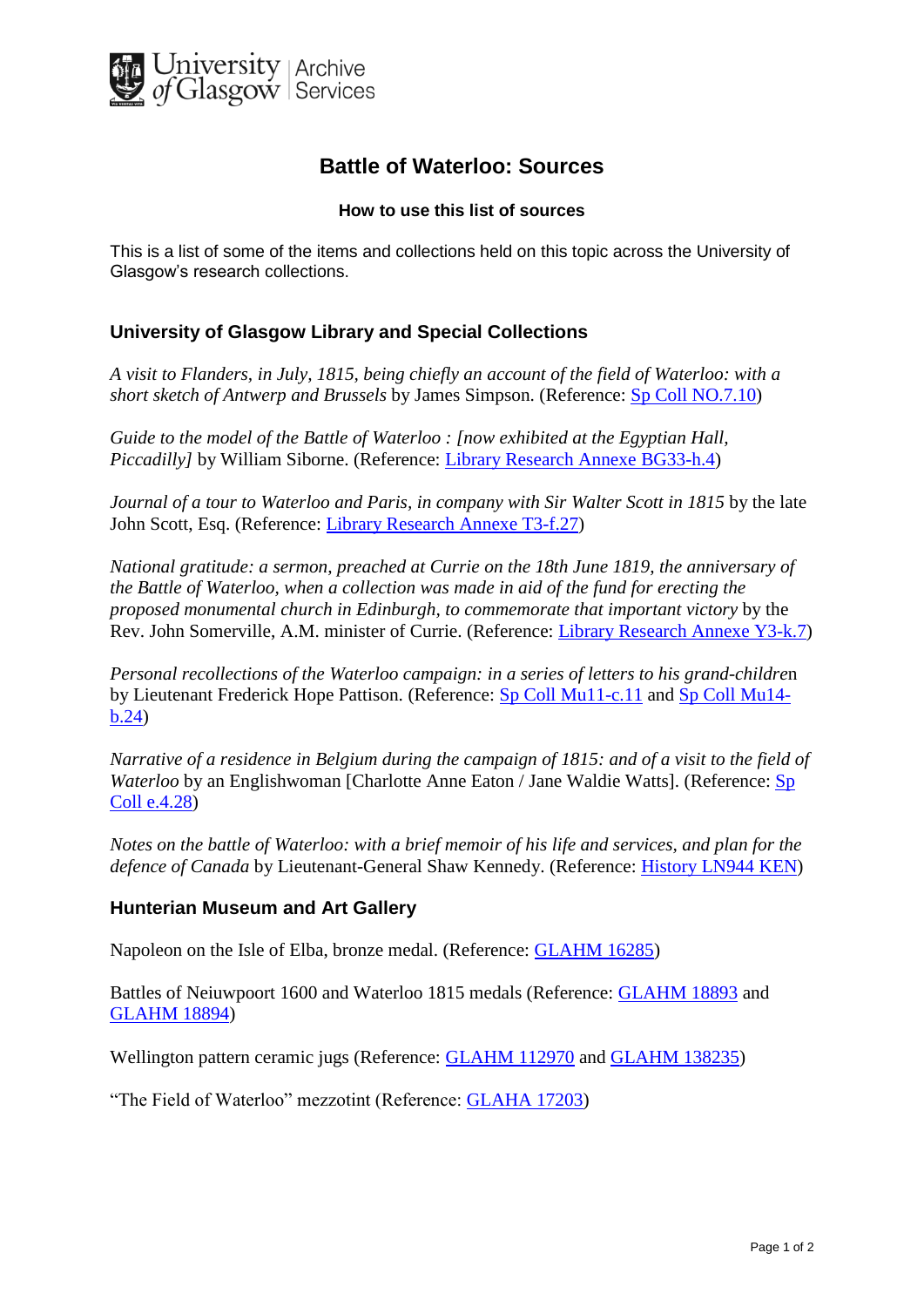# Battle of Waterloo: Sources

### How to use this list of sources

This is a list of some of the items and collections held on this topic across the University of Glasgow's research collections.

## University of Glasgow Library and Special Collections

*A visit to Flanders, in July, 1815, being chiefly an account of the field of Waterloo: with a short sketch of Antwerp and Brussels* by James Simpson. (Reference: Sp Coll NO.7.10)

*Guide to the model of the Battle of Waterloo : [now exhibited at the Egyptian Hall, Piccadilly]* by William Siborne. (Reference: Library Research Annexe BG33-h.4)

*Journal of a tour to Waterloo and Paris, in company with Sir Walter Scott in 1815* by the late John Scott, Esq. (Reference: Library Research Annexe T3-f.27)

*National gratitude: a sermon, preached at Currie on the 18th June 1819, the anniversary of the Battle of Waterloo, when a collection was made in aid of the fund for erecting the proposed monumental church in Edinburgh, to commemorate that important victory* by the Rev. John Somerville, A.M. minister of Currie. (Reference: Library Research Annexe Y3-k.7)

*Personal recollections of the Waterloo campaign: in a series of letters to his grand-childre*n by Lieutenant Frederick Hope Pattison. (Reference: Sp Coll Mu11-c.11 and Sp Coll Mu14-b.24)

*Narrative of a residence in Belgium during the campaign of 1815: and of a visit to the field of Waterloo* by an Englishwoman [Charlotte Anne Eaton / Jane Waldie Watts]. (Reference: Sp Coll e.4.28)

*Notes on the battle of Waterloo: with a brief memoir of his life and services, and plan for the defence of Canada* by Lieutenant-General Shaw Kennedy. (Reference: History LN944 KEN)

## Hunterian Museum and Art Gallery

Napoleon on the Isle of Elba, bronze medal. (Reference: GLAHM 16285)

Battles of Neiuwpoort 1600 and Waterloo 1815 medals (Reference: GLAHM 18893 and GLAHM 18894)

Wellington pattern ceramic jugs (Reference: GLAHM 112970 and GLAHM 138235)

"The Field of Waterloo" mezzotint (Reference: GLAHA 17203)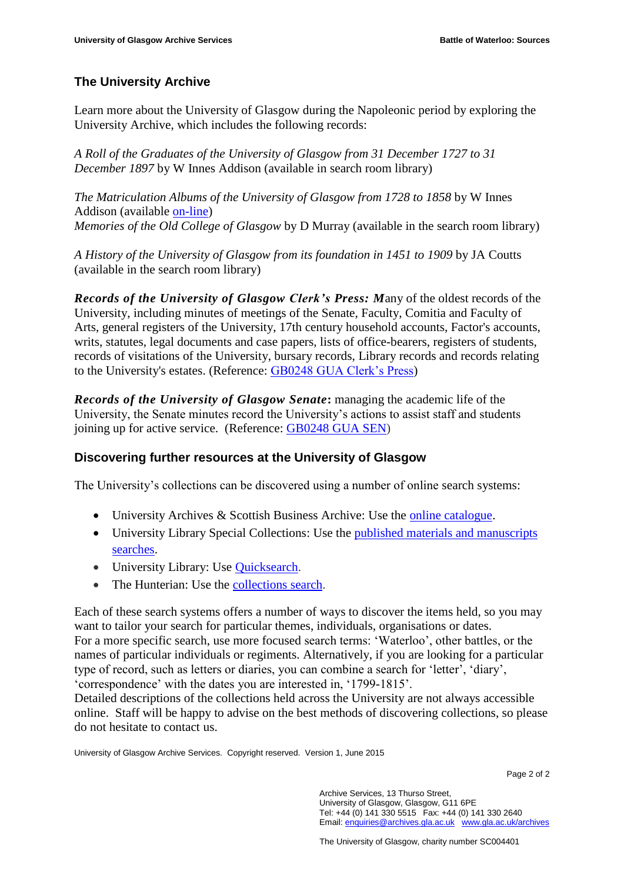## The University Archive

Learn more about the University of Glasgow during the Napoleonic period by exploring the University Archive, which includes the following records:

*A Roll of the Graduates of the University of Glasgow from 31 December 1727 to 31 December 1897* by W Innes Addison (available in search room library)

*The Matriculation Albums of the University of Glasgow from 1728 to 1858* by W Innes Addison (available on-line)
*Memories of the Old College of Glasgow* by D Murray (available in the search room library)

*A History of the University of Glasgow from its foundation in 1451 to 1909* by JA Coutts (available in the search room library)

***Records of the University of Glasgow Clerk's Press: M***any of the oldest records of the University, including minutes of meetings of the Senate, Faculty, Comitia and Faculty of Arts, general registers of the University, 17th century household accounts, Factor's accounts, writs, statutes, legal documents and case papers, lists of office-bearers, registers of students, records of visitations of the University, bursary records, Library records and records relating to the University's estates. (Reference: GB0248 GUA Clerk's Press)

***Records of the University of Glasgow Senate*****:** managing the academic life of the University, the Senate minutes record the University's actions to assist staff and students joining up for active service. (Reference: GB0248 GUA SEN)

## Discovering further resources at the University of Glasgow

The University's collections can be discovered using a number of online search systems:

- University Archives & Scottish Business Archive: Use the online catalogue.
- University Library Special Collections: Use the published materials and manuscripts searches.
- University Library: Use Quicksearch.
- The Hunterian: Use the collections search.

Each of these search systems offers a number of ways to discover the items held, so you may want to tailor your search for particular themes, individuals, organisations or dates.
For a more specific search, use more focused search terms: 'Waterloo', other battles, or the names of particular individuals or regiments. Alternatively, if you are looking for a particular type of record, such as letters or diaries, you can combine a search for 'letter', 'diary', 'correspondence' with the dates you are interested in, '1799-1815'.
Detailed descriptions of the collections held across the University are not always accessible online. Staff will be happy to advise on the best methods of discovering collections, so please do not hesitate to contact us.

University of Glasgow Archive Services. Copyright reserved. Version 1, June 2015

Archive Services, 13 Thurso Street,
University of Glasgow, Glasgow, G11 6PE
Tel: +44 (0) 141 330 5515 Fax: +44 (0) 141 330 2640
Email: enquiries@archives.gla.ac.uk www.gla.ac.uk/archives

The University of Glasgow, charity number SC004401